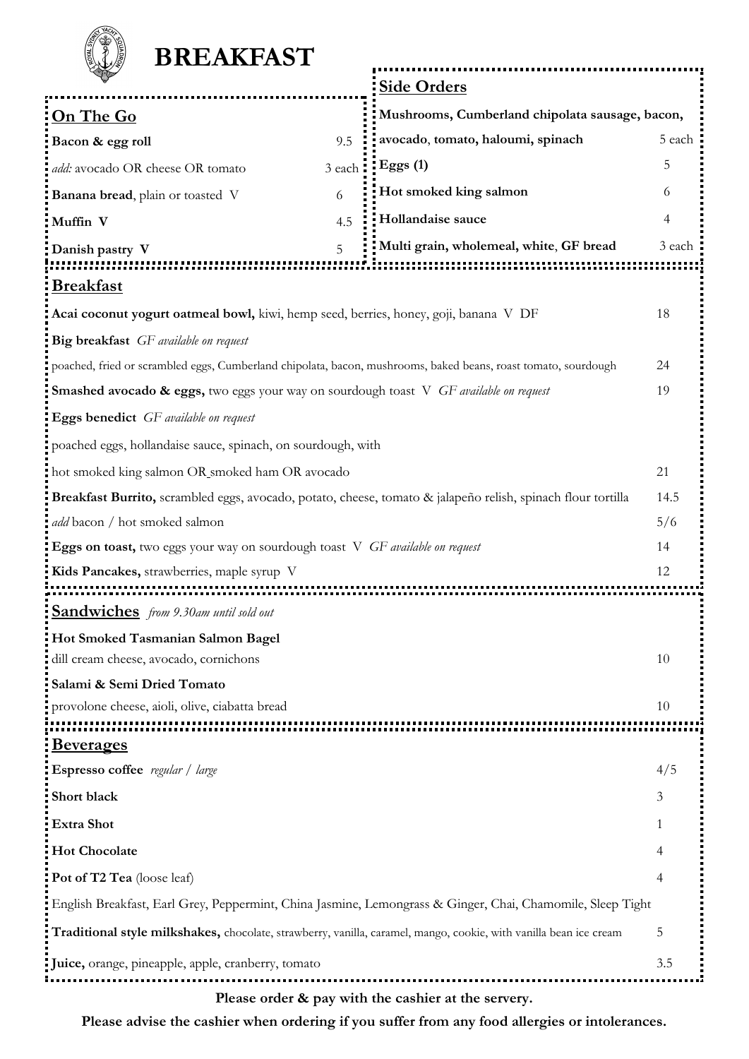# BREAKFAST

## On The Go

| | |
|---|---|
| **Bacon & egg roll** | 9.5 |
| *add:* avocado OR cheese OR tomato | 3 each |
| **Banana bread**, plain or toasted V | 6 |
| **Muffin V** | 4.5 |
| **Danish pastry V** | 5 |

## Side Orders

| | |
|---|---|
| **Mushrooms, Cumberland chipolata sausage, bacon, avocado, tomato, haloumi, spinach** | 5 each |
| **Eggs (1)** | 5 |
| **Hot smoked king salmon** | 6 |
| **Hollandaise sauce** | 4 |
| **Multi grain, wholemeal, white, GF bread** | 3 each |

## Breakfast

| | |
|---|---|
| **Acai coconut yogurt oatmeal bowl,** kiwi, hemp seed, berries, honey, goji, banana V DF | 18 |
| **Big breakfast** *GF available on request* | |
| poached, fried or scrambled eggs, Cumberland chipolata, bacon, mushrooms, baked beans, roast tomato, sourdough | 24 |
| **Smashed avocado & eggs,** two eggs your way on sourdough toast V *GF available on request* | 19 |
| **Eggs benedict** *GF available on request* | |
| poached eggs, hollandaise sauce, spinach, on sourdough, with | |
| hot smoked king salmon OR smoked ham OR avocado | 21 |
| **Breakfast Burrito,** scrambled eggs, avocado, potato, cheese, tomato & jalapeño relish, spinach flour tortilla | 14.5 |
| *add* bacon / hot smoked salmon | 5/6 |
| **Eggs on toast,** two eggs your way on sourdough toast V *GF available on request* | 14 |
| **Kids Pancakes,** strawberries, maple syrup V | 12 |

## Sandwiches *from 9.30am until sold out*

| | |
|---|---|
| **Hot Smoked Tasmanian Salmon Bagel** | |
| dill cream cheese, avocado, cornichons | 10 |
| **Salami & Semi Dried Tomato** | |
| provolone cheese, aioli, olive, ciabatta bread | 10 |

## Beverages

| | |
|---|---|
| **Espresso coffee** *regular / large* | 4/5 |
| **Short black** | 3 |
| **Extra Shot** | 1 |
| **Hot Chocolate** | 4 |
| **Pot of T2 Tea** (loose leaf) | 4 |
| English Breakfast, Earl Grey, Peppermint, China Jasmine, Lemongrass & Ginger, Chai, Chamomile, Sleep Tight | |
| **Traditional style milkshakes,** chocolate, strawberry, vanilla, caramel, mango, cookie, with vanilla bean ice cream | 5 |
| **Juice,** orange, pineapple, apple, cranberry, tomato | 3.5 |

**Please order & pay with the cashier at the servery.**

**Please advise the cashier when ordering if you suffer from any food allergies or intolerances.**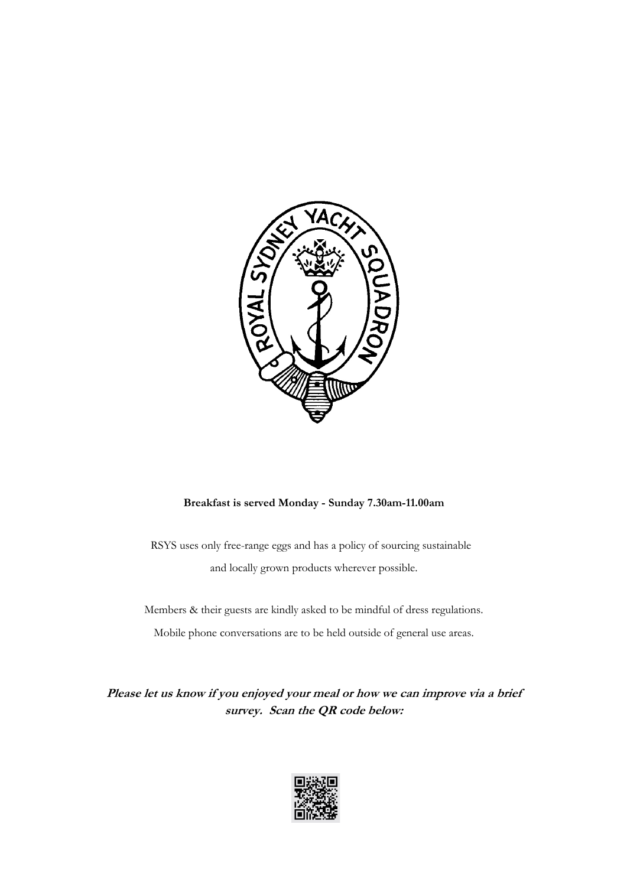**Breakfast is served Monday - Sunday 7.30am-11.00am**

RSYS uses only free-range eggs and has a policy of sourcing sustainable and locally grown products wherever possible.

Members & their guests are kindly asked to be mindful of dress regulations.

Mobile phone conversations are to be held outside of general use areas.

***Please let us know if you enjoyed your meal or how we can improve via a brief survey. Scan the QR code below:***